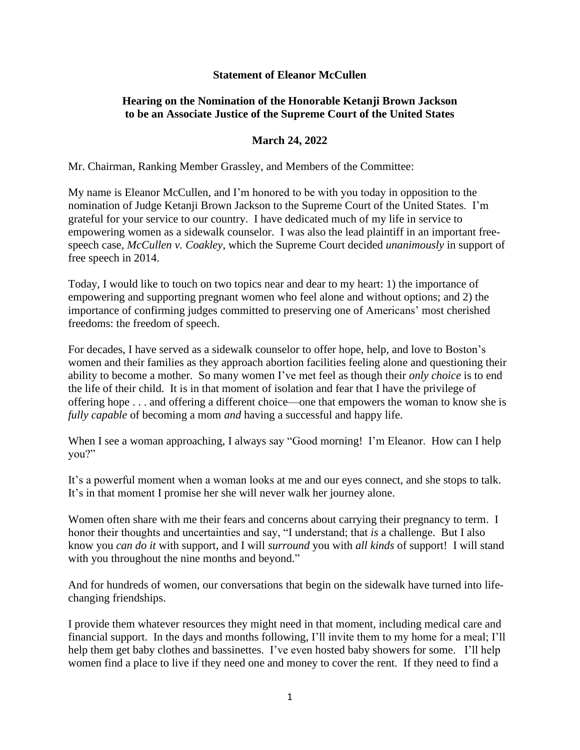**Statement of Eleanor McCullen**

**Hearing on the Nomination of the Honorable Ketanji Brown Jackson to be an Associate Justice of the Supreme Court of the United States**

**March 24, 2022**

Mr. Chairman, Ranking Member Grassley, and Members of the Committee:

My name is Eleanor McCullen, and I'm honored to be with you today in opposition to the nomination of Judge Ketanji Brown Jackson to the Supreme Court of the United States. I'm grateful for your service to our country. I have dedicated much of my life in service to empowering women as a sidewalk counselor. I was also the lead plaintiff in an important free-speech case, *McCullen v. Coakley*, which the Supreme Court decided *unanimously* in support of free speech in 2014.

Today, I would like to touch on two topics near and dear to my heart: 1) the importance of empowering and supporting pregnant women who feel alone and without options; and 2) the importance of confirming judges committed to preserving one of Americans' most cherished freedoms: the freedom of speech.

For decades, I have served as a sidewalk counselor to offer hope, help, and love to Boston's women and their families as they approach abortion facilities feeling alone and questioning their ability to become a mother. So many women I've met feel as though their *only choice* is to end the life of their child. It is in that moment of isolation and fear that I have the privilege of offering hope . . . and offering a different choice—one that empowers the woman to know she is *fully capable* of becoming a mom *and* having a successful and happy life.

When I see a woman approaching, I always say "Good morning! I'm Eleanor. How can I help you?"

It's a powerful moment when a woman looks at me and our eyes connect, and she stops to talk. It's in that moment I promise her she will never walk her journey alone.

Women often share with me their fears and concerns about carrying their pregnancy to term. I honor their thoughts and uncertainties and say, "I understand; that *is* a challenge. But I also know you *can do it* with support, and I will *surround* you with *all kinds* of support! I will stand with you throughout the nine months and beyond."

And for hundreds of women, our conversations that begin on the sidewalk have turned into life-changing friendships.

I provide them whatever resources they might need in that moment, including medical care and financial support. In the days and months following, I'll invite them to my home for a meal; I'll help them get baby clothes and bassinettes. I've even hosted baby showers for some. I'll help women find a place to live if they need one and money to cover the rent. If they need to find a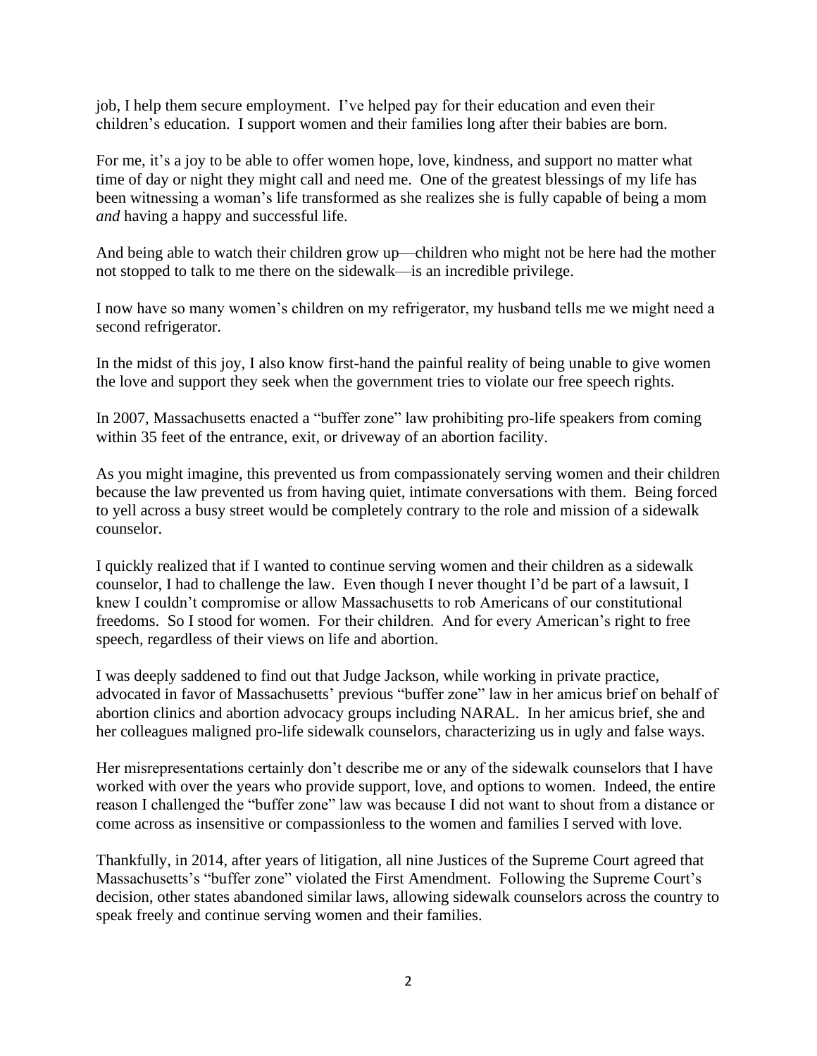job, I help them secure employment. I've helped pay for their education and even their children's education. I support women and their families long after their babies are born.

For me, it's a joy to be able to offer women hope, love, kindness, and support no matter what time of day or night they might call and need me. One of the greatest blessings of my life has been witnessing a woman's life transformed as she realizes she is fully capable of being a mom *and* having a happy and successful life.

And being able to watch their children grow up—children who might not be here had the mother not stopped to talk to me there on the sidewalk—is an incredible privilege.

I now have so many women's children on my refrigerator, my husband tells me we might need a second refrigerator.

In the midst of this joy, I also know first-hand the painful reality of being unable to give women the love and support they seek when the government tries to violate our free speech rights.

In 2007, Massachusetts enacted a "buffer zone" law prohibiting pro-life speakers from coming within 35 feet of the entrance, exit, or driveway of an abortion facility.

As you might imagine, this prevented us from compassionately serving women and their children because the law prevented us from having quiet, intimate conversations with them. Being forced to yell across a busy street would be completely contrary to the role and mission of a sidewalk counselor.

I quickly realized that if I wanted to continue serving women and their children as a sidewalk counselor, I had to challenge the law. Even though I never thought I'd be part of a lawsuit, I knew I couldn't compromise or allow Massachusetts to rob Americans of our constitutional freedoms. So I stood for women. For their children. And for every American's right to free speech, regardless of their views on life and abortion.

I was deeply saddened to find out that Judge Jackson, while working in private practice, advocated in favor of Massachusetts' previous "buffer zone" law in her amicus brief on behalf of abortion clinics and abortion advocacy groups including NARAL. In her amicus brief, she and her colleagues maligned pro-life sidewalk counselors, characterizing us in ugly and false ways.

Her misrepresentations certainly don't describe me or any of the sidewalk counselors that I have worked with over the years who provide support, love, and options to women. Indeed, the entire reason I challenged the "buffer zone" law was because I did not want to shout from a distance or come across as insensitive or compassionless to the women and families I served with love.

Thankfully, in 2014, after years of litigation, all nine Justices of the Supreme Court agreed that Massachusetts's "buffer zone" violated the First Amendment. Following the Supreme Court's decision, other states abandoned similar laws, allowing sidewalk counselors across the country to speak freely and continue serving women and their families.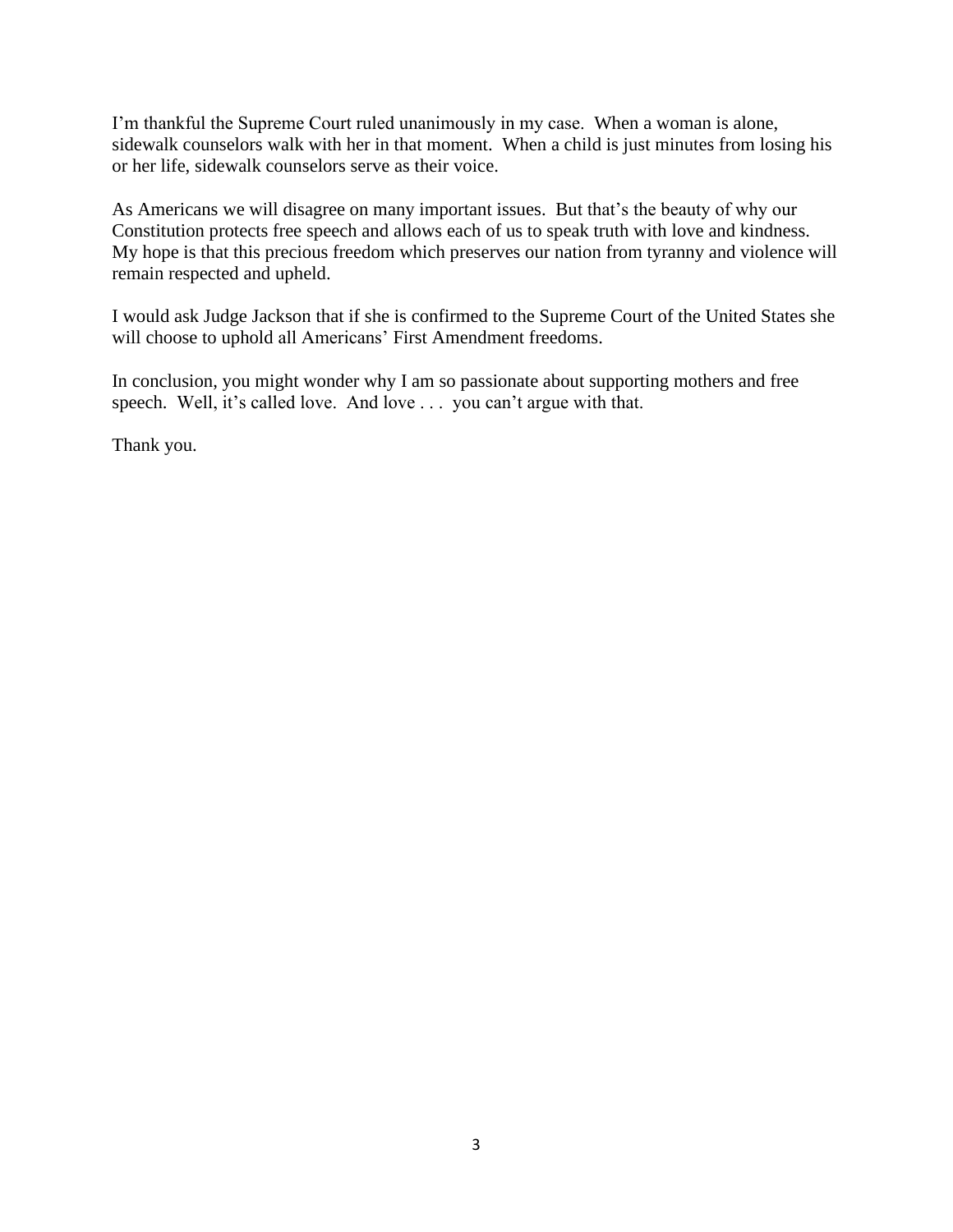I'm thankful the Supreme Court ruled unanimously in my case. When a woman is alone, sidewalk counselors walk with her in that moment. When a child is just minutes from losing his or her life, sidewalk counselors serve as their voice.

As Americans we will disagree on many important issues. But that's the beauty of why our Constitution protects free speech and allows each of us to speak truth with love and kindness. My hope is that this precious freedom which preserves our nation from tyranny and violence will remain respected and upheld.

I would ask Judge Jackson that if she is confirmed to the Supreme Court of the United States she will choose to uphold all Americans' First Amendment freedoms.

In conclusion, you might wonder why I am so passionate about supporting mothers and free speech. Well, it's called love. And love . . . you can't argue with that.

Thank you.